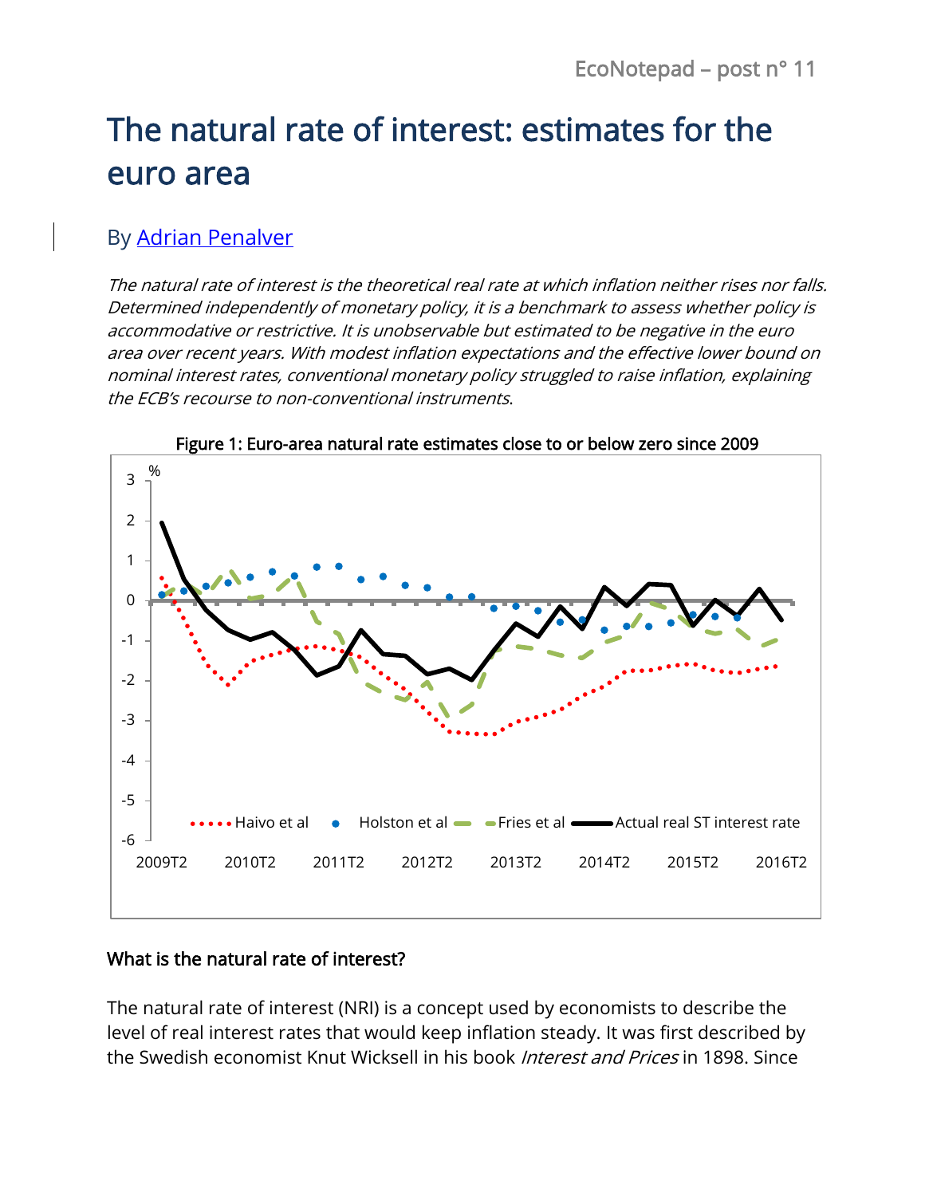# The natural rate of interest: estimates for the euro area

By Adrian Penalver

*The natural rate of interest is the theoretical real rate at which inflation neither rises nor falls. Determined independently of monetary policy, it is a benchmark to assess whether policy is accommodative or restrictive. It is unobservable but estimated to be negative in the euro area over recent years. With modest inflation expectations and the effective lower bound on nominal interest rates, conventional monetary policy struggled to raise inflation, explaining the ECB's recourse to non-conventional instruments.*

**Figure 1: Euro-area natural rate estimates close to or below zero since 2009**

### What is the natural rate of interest?

The natural rate of interest (NRI) is a concept used by economists to describe the level of real interest rates that would keep inflation steady. It was first described by the Swedish economist Knut Wicksell in his book *Interest and Prices* in 1898. Since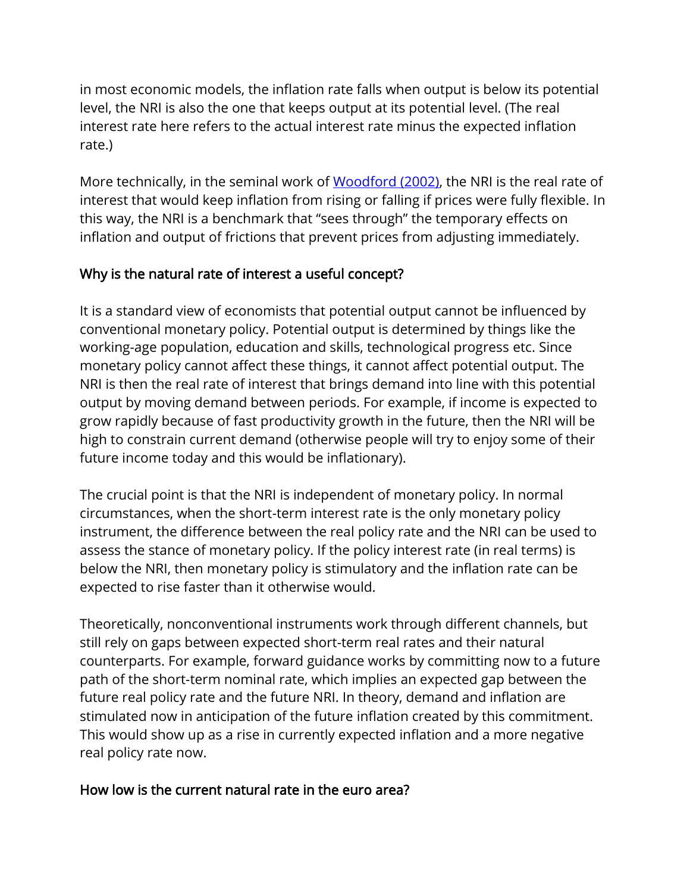in most economic models, the inflation rate falls when output is below its potential level, the NRI is also the one that keeps output at its potential level. (The real interest rate here refers to the actual interest rate minus the expected inflation rate.)

More technically, in the seminal work of [Woodford (2002)](), the NRI is the real rate of interest that would keep inflation from rising or falling if prices were fully flexible. In this way, the NRI is a benchmark that "sees through" the temporary effects on inflation and output of frictions that prevent prices from adjusting immediately.

## Why is the natural rate of interest a useful concept?

It is a standard view of economists that potential output cannot be influenced by conventional monetary policy. Potential output is determined by things like the working-age population, education and skills, technological progress etc. Since monetary policy cannot affect these things, it cannot affect potential output. The NRI is then the real rate of interest that brings demand into line with this potential output by moving demand between periods. For example, if income is expected to grow rapidly because of fast productivity growth in the future, then the NRI will be high to constrain current demand (otherwise people will try to enjoy some of their future income today and this would be inflationary).

The crucial point is that the NRI is independent of monetary policy. In normal circumstances, when the short-term interest rate is the only monetary policy instrument, the difference between the real policy rate and the NRI can be used to assess the stance of monetary policy. If the policy interest rate (in real terms) is below the NRI, then monetary policy is stimulatory and the inflation rate can be expected to rise faster than it otherwise would.

Theoretically, nonconventional instruments work through different channels, but still rely on gaps between expected short-term real rates and their natural counterparts. For example, forward guidance works by committing now to a future path of the short-term nominal rate, which implies an expected gap between the future real policy rate and the future NRI. In theory, demand and inflation are stimulated now in anticipation of the future inflation created by this commitment. This would show up as a rise in currently expected inflation and a more negative real policy rate now.

## How low is the current natural rate in the euro area?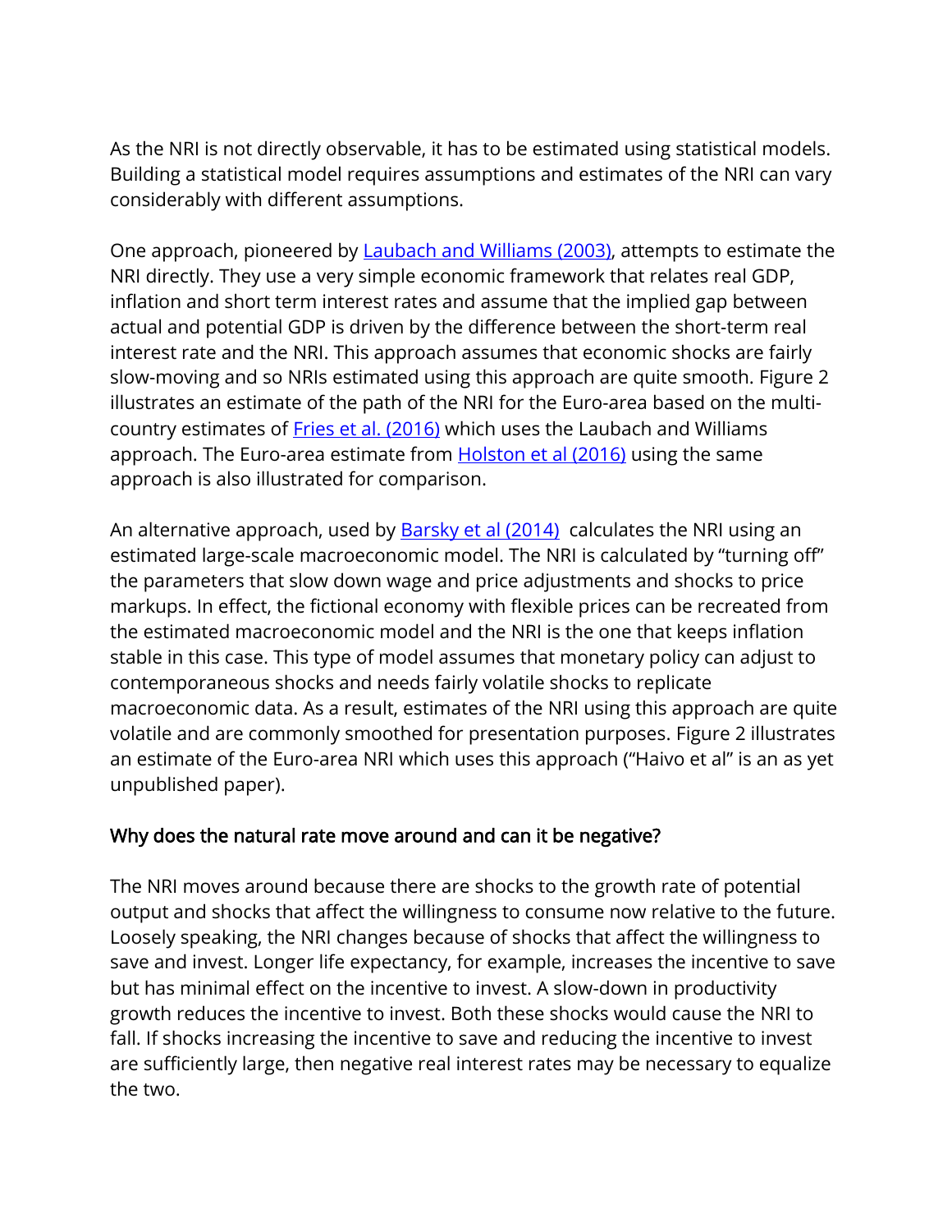As the NRI is not directly observable, it has to be estimated using statistical models. Building a statistical model requires assumptions and estimates of the NRI can vary considerably with different assumptions.

One approach, pioneered by Laubach and Williams (2003), attempts to estimate the NRI directly. They use a very simple economic framework that relates real GDP, inflation and short term interest rates and assume that the implied gap between actual and potential GDP is driven by the difference between the short-term real interest rate and the NRI. This approach assumes that economic shocks are fairly slow-moving and so NRIs estimated using this approach are quite smooth. Figure 2 illustrates an estimate of the path of the NRI for the Euro-area based on the multi-country estimates of Fries et al. (2016) which uses the Laubach and Williams approach. The Euro-area estimate from Holston et al (2016) using the same approach is also illustrated for comparison.

An alternative approach, used by Barsky et al (2014) calculates the NRI using an estimated large-scale macroeconomic model. The NRI is calculated by "turning off" the parameters that slow down wage and price adjustments and shocks to price markups. In effect, the fictional economy with flexible prices can be recreated from the estimated macroeconomic model and the NRI is the one that keeps inflation stable in this case. This type of model assumes that monetary policy can adjust to contemporaneous shocks and needs fairly volatile shocks to replicate macroeconomic data. As a result, estimates of the NRI using this approach are quite volatile and are commonly smoothed for presentation purposes. Figure 2 illustrates an estimate of the Euro-area NRI which uses this approach ("Haivo et al" is an as yet unpublished paper).

## Why does the natural rate move around and can it be negative?

The NRI moves around because there are shocks to the growth rate of potential output and shocks that affect the willingness to consume now relative to the future. Loosely speaking, the NRI changes because of shocks that affect the willingness to save and invest. Longer life expectancy, for example, increases the incentive to save but has minimal effect on the incentive to invest. A slow-down in productivity growth reduces the incentive to invest. Both these shocks would cause the NRI to fall. If shocks increasing the incentive to save and reducing the incentive to invest are sufficiently large, then negative real interest rates may be necessary to equalize the two.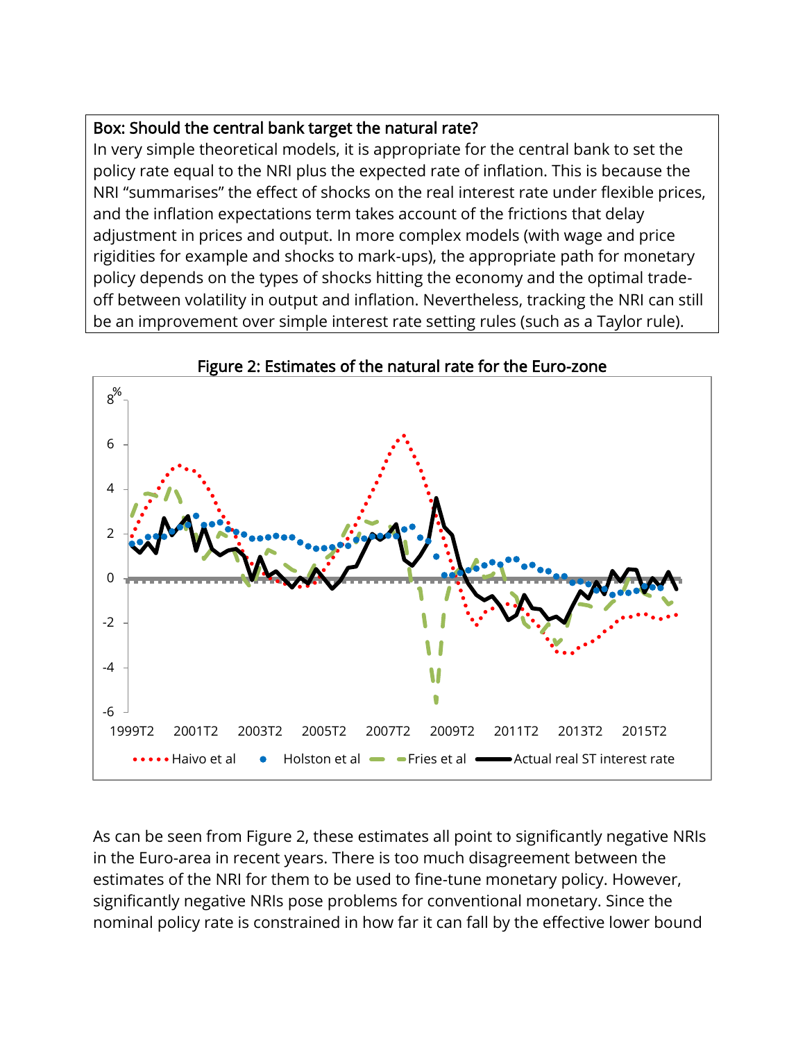**Box: Should the central bank target the natural rate?**

In very simple theoretical models, it is appropriate for the central bank to set the policy rate equal to the NRI plus the expected rate of inflation. This is because the NRI "summarises" the effect of shocks on the real interest rate under flexible prices, and the inflation expectations term takes account of the frictions that delay adjustment in prices and output. In more complex models (with wage and price rigidities for example and shocks to mark-ups), the appropriate path for monetary policy depends on the types of shocks hitting the economy and the optimal trade-off between volatility in output and inflation. Nevertheless, tracking the NRI can still be an improvement over simple interest rate setting rules (such as a Taylor rule).

**Figure 2: Estimates of the natural rate for the Euro-zone**

As can be seen from Figure 2, these estimates all point to significantly negative NRIs in the Euro-area in recent years. There is too much disagreement between the estimates of the NRI for them to be used to fine-tune monetary policy. However, significantly negative NRIs pose problems for conventional monetary. Since the nominal policy rate is constrained in how far it can fall by the effective lower bound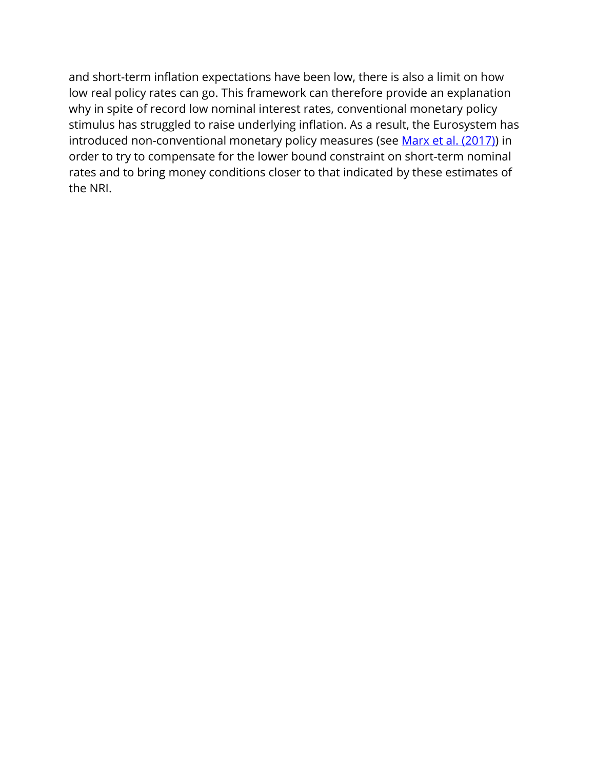and short-term inflation expectations have been low, there is also a limit on how low real policy rates can go. This framework can therefore provide an explanation why in spite of record low nominal interest rates, conventional monetary policy stimulus has struggled to raise underlying inflation. As a result, the Eurosystem has introduced non-conventional monetary policy measures (see Marx et al. (2017)) in order to try to compensate for the lower bound constraint on short-term nominal rates and to bring money conditions closer to that indicated by these estimates of the NRI.